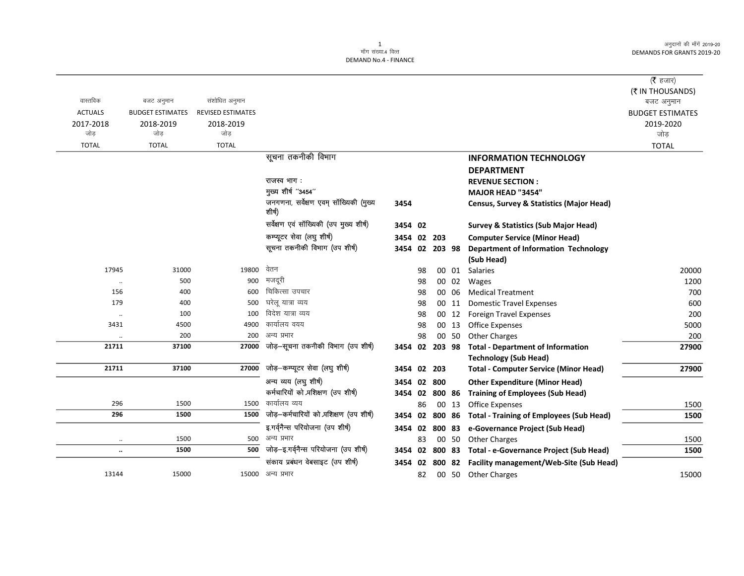# मॉंग संख्या.4 वित्त
# DEMAND No.4 - FINANCE

अनुदानों की मॉंगें 2019-20
DEMANDS FOR GRANTS 2019-20

(₹ हजार)
(₹ IN THOUSANDS)

| वास्तविक ACTUALS 2017-2018 जोड़ TOTAL | बजट अनुमान BUDGET ESTIMATES 2018-2019 जोड़ TOTAL | संशोधित अनुमान REVISED ESTIMATES 2018-2019 जोड़ TOTAL | | | | बजट अनुमान BUDGET ESTIMATES 2019-2020 जोड़ TOTAL |
|---|---|---|---|---|---|---|
| | | | सूचना तकनीकी विभाग | | **INFORMATION TECHNOLOGY DEPARTMENT** | |
| | | | राजस्व भाग : | | **REVENUE SECTION :** | |
| | | | मुख्य शीर्ष ''3454'' | | **MAJOR HEAD "3454"** | |
| | | | जनगणना, सर्वेक्षण एवम् सॉंख्यिकी (मुख्य शीर्ष) | 3454 | **Census, Survey & Statistics (Major Head)** | |
| | | | सर्वेक्षण एवं सॉंख्यिकी (उप मुख्य शीर्ष) | 3454 02 | **Survey & Statistics (Sub Major Head)** | |
| | | | कम्प्यूटर सेवा (लघु शीर्ष) | 3454 02 203 | **Computer Service (Minor Head)** | |
| | | | सूचना तकनीकी विभाग (उप शीर्ष) | 3454 02 203 98 | **Department of Information Technology (Sub Head)** | |
| 17945 | 31000 | 19800 | वेतन | 98 00 01 | Salaries | 20000 |
| .. | 500 | 900 | मजदूरी | 98 00 02 | Wages | 1200 |
| 156 | 400 | 600 | चिकित्सा उपचार | 98 00 06 | Medical Treatment | 700 |
| 179 | 400 | 500 | घरेलू यात्रा व्यय | 98 00 11 | Domestic Travel Expenses | 600 |
| .. | 100 | 100 | विदेश यात्रा व्यय | 98 00 12 | Foreign Travel Expenses | 200 |
| 3431 | 4500 | 4900 | कार्यालय वयय | 98 00 13 | Office Expenses | 5000 |
| .. | 200 | 200 | अन्य प्रभार | 98 00 50 | Other Charges | 200 |
| **21711** | **37100** | **27000** | जोड़–सूचना तकनीकी विभाग (उप शीर्ष) | 3454 02 203 98 | **Total - Department of Information Technology (Sub Head)** | **27900** |
| **21711** | **37100** | **27000** | जोड़–कम्प्यूटर सेवा (लघु शीर्ष) | 3454 02 203 | **Total - Computer Service (Minor Head)** | **27900** |
| | | | अन्य व्यय (लघु शीर्ष) | 3454 02 800 | **Other Expenditure (Minor Head)** | |
| | | | कर्मचारियों को प्रशिक्षण (उप शीर्ष) | 3454 02 800 86 | **Training of Employees (Sub Head)** | |
| 296 | 1500 | 1500 | कार्यालय व्यय | 86 00 13 | Office Expenses | 1500 |
| **296** | **1500** | **1500** | जोड़–कर्मचारियों को प्रशिक्षण (उप शीर्ष) | 3454 02 800 86 | **Total - Training of Employees (Sub Head)** | **1500** |
| | | | इ.गर्वनैन्स परियोजना (उप शीर्ष) | 3454 02 800 83 | **e-Governance Project (Sub Head)** | |
| .. | 1500 | 500 | अन्य प्रभार | 83 00 50 | Other Charges | 1500 |
| **..** | **1500** | **500** | जोड़–इ.गर्वनैन्स परियोजना (उप शीर्ष) | 3454 02 800 83 | **Total - e-Governance Project (Sub Head)** | **1500** |
| | | | संकाय प्रबंधन वेबसाइट (उप शीर्ष) | 3454 02 800 82 | **Facility management/Web-Site (Sub Head)** | |
| 13144 | 15000 | 15000 | अन्य प्रभार | 82 00 50 | Other Charges | 15000 |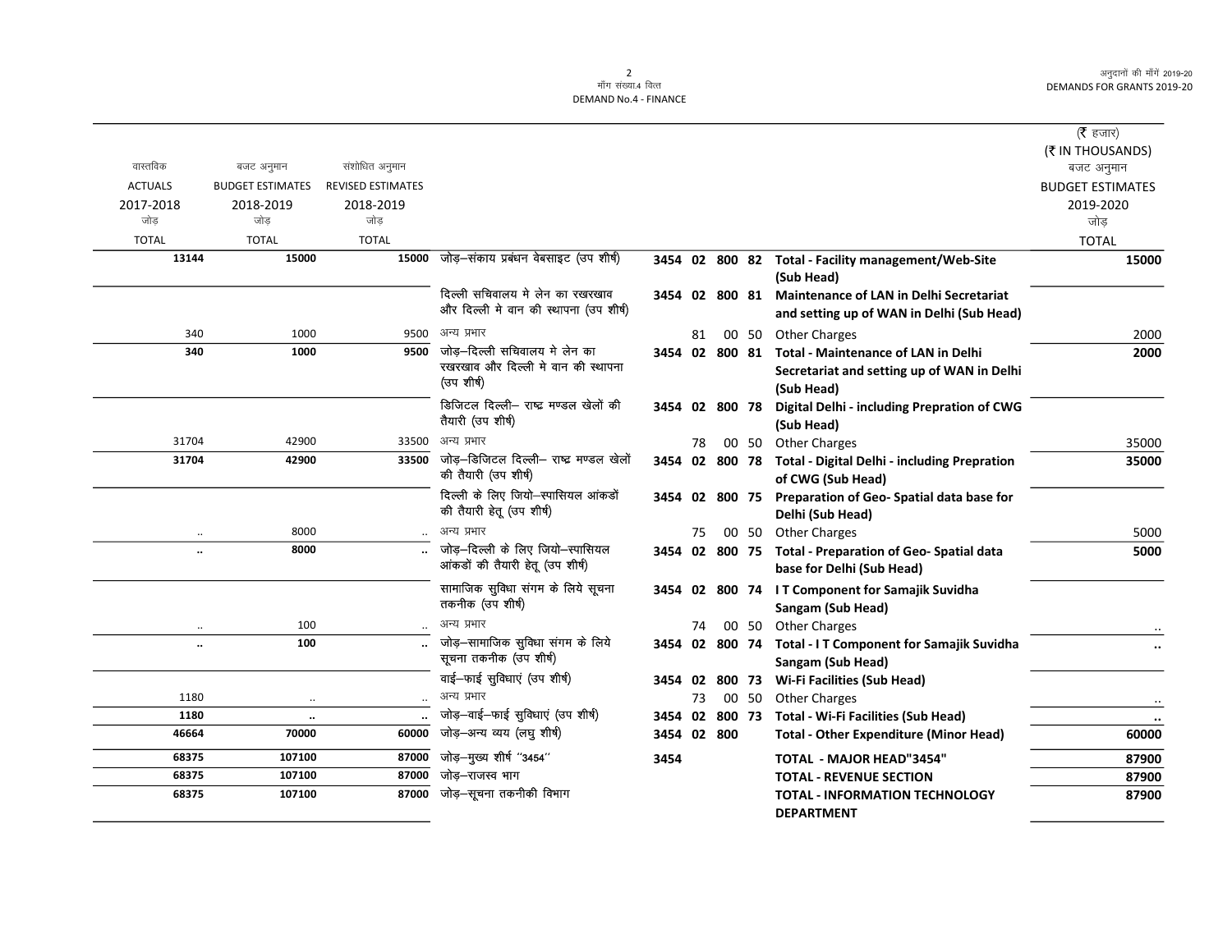| वास्तविक ACTUALS 2017-2018 जोड़ TOTAL | बजट अनुमान BUDGET ESTIMATES 2018-2019 जोड़ TOTAL | संशोधित अनुमान REVISED ESTIMATES 2018-2019 जोड़ TOTAL | | | | | | | (₹ हजार) (₹ IN THOUSANDS) बजट अनुमान BUDGET ESTIMATES 2019-2020 जोड़ TOTAL |
|---|---|---|---|---|---|---|---|---|---|
| **13144** | **15000** | **15000** | जोड़–संकाय प्रबंधन वेबसाइट (उप शीर्ष) | **3454** | **02** | **800** | **82** | **Total - Facility management/Web-Site (Sub Head)** | **15000** |
| | | | दिल्ली सचिवालय मे लेन का रखरखाव और दिल्ली मे वान की स्थापना (उप शीर्ष) | **3454** | **02** | **800** | **81** | **Maintenance of LAN in Delhi Secretariat and setting up of WAN in Delhi (Sub Head)** | |
| 340 | 1000 | 9500 | अन्य प्रभार | | 81 | 00 | 50 | Other Charges | 2000 |
| **340** | **1000** | **9500** | जोड़–दिल्ली सचिवालय मे लेन का रखरखाव और दिल्ली मे वान की स्थापना (उप शीर्ष) | **3454** | **02** | **800** | **81** | **Total - Maintenance of LAN in Delhi Secretariat and setting up of WAN in Delhi (Sub Head)** | **2000** |
| | | | डिजिटल दिल्ली– राष्ट्र मण्डल खेलों की तैयारी (उप शीर्ष) | **3454** | **02** | **800** | **78** | **Digital Delhi - including Prepration of CWG (Sub Head)** | |
| 31704 | 42900 | 33500 | अन्य प्रभार | | 78 | 00 | 50 | Other Charges | 35000 |
| **31704** | **42900** | **33500** | जोड़–डिजिटल दिल्ली– राष्ट्र मण्डल खेलों की तैयारी (उप शीर्ष) | **3454** | **02** | **800** | **78** | **Total - Digital Delhi - including Prepration of CWG (Sub Head)** | **35000** |
| | | | दिल्ली के लिए जियो–स्पासियल आंकडों की तैयारी हेतु (उप शीर्ष) | **3454** | **02** | **800** | **75** | **Preparation of Geo- Spatial data base for Delhi (Sub Head)** | |
| .. | 8000 | .. | अन्य प्रभार | | 75 | 00 | 50 | Other Charges | 5000 |
| **..** | **8000** | **..** | जोड़–दिल्ली के लिए जियो–स्पासियल आंकडों की तैयारी हेतु (उप शीर्ष) | **3454** | **02** | **800** | **75** | **Total - Preparation of Geo- Spatial data base for Delhi (Sub Head)** | **5000** |
| | | | सामाजिक सुविधा संगम के लिये सूचना तकनीक (उप शीर्ष) | **3454** | **02** | **800** | **74** | **I T Component for Samajik Suvidha Sangam (Sub Head)** | |
| .. | 100 | .. | अन्य प्रभार | | 74 | 00 | 50 | Other Charges | .. |
| **..** | **100** | **..** | जोड़–सामाजिक सुविधा संगम के लिये सूचना तकनीक (उप शीर्ष) | **3454** | **02** | **800** | **74** | **Total - I T Component for Samajik Suvidha Sangam (Sub Head)** | **..** |
| | | | वाई–फाई सुविधाएं (उप शीर्ष) | **3454** | **02** | **800** | **73** | **Wi-Fi Facilities (Sub Head)** | |
| 1180 | .. | .. | अन्य प्रभार | | 73 | 00 | 50 | Other Charges | .. |
| **1180** | **..** | **..** | जोड़–वाई–फाई सुविधाएं (उप शीर्ष) | **3454** | **02** | **800** | **73** | **Total - Wi-Fi Facilities (Sub Head)** | **..** |
| **46664** | **70000** | **60000** | जोड़–अन्य व्यय (लघु शीर्ष) | **3454** | **02** | **800** | | **Total - Other Expenditure (Minor Head)** | **60000** |
| **68375** | **107100** | **87000** | जोड़–मुख्य शीर्ष ''3454'' | **3454** | | | | **TOTAL - MAJOR HEAD"3454"** | **87900** |
| **68375** | **107100** | **87000** | जोड़–राजस्व भाग | | | | | **TOTAL - REVENUE SECTION** | **87900** |
| **68375** | **107100** | **87000** | जोड़–सूचना तकनीकी विभाग | | | | | **TOTAL - INFORMATION TECHNOLOGY DEPARTMENT** | **87900** |